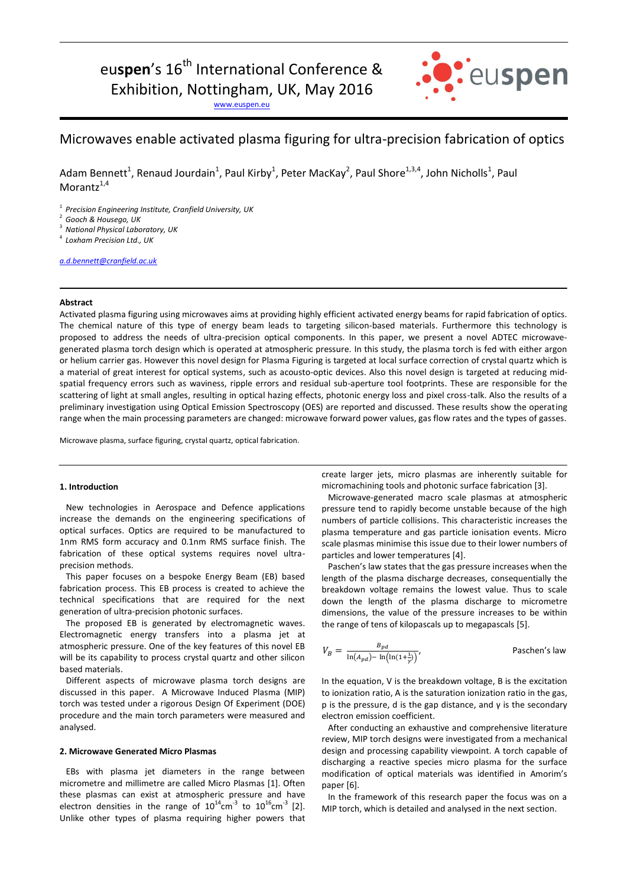euspen's 16th International Conference & Exhibition, Nottingham, UK, May 2016

www.euspen.eu

# Microwaves enable activated plasma figuring for ultra-precision fabrication of optics

Adam Bennett[1], Renaud Jourdain[1], Paul Kirby[1], Peter MacKay[2], Paul Shore[1,3,4], John Nicholls[1], Paul Morantz[1,4]

[1] *Precision Engineering Institute, Cranfield University, UK*
[2] *Gooch & Housego, UK*
[3] *National Physical Laboratory, UK*
[4] *Loxham Precision Ltd., UK*

*a.d.bennett@cranfield.ac.uk*

## Abstract

Activated plasma figuring using microwaves aims at providing highly efficient activated energy beams for rapid fabrication of optics. The chemical nature of this type of energy beam leads to targeting silicon-based materials. Furthermore this technology is proposed to address the needs of ultra-precision optical components. In this paper, we present a novel ADTEC microwave-generated plasma torch design which is operated at atmospheric pressure. In this study, the plasma torch is fed with either argon or helium carrier gas. However this novel design for Plasma Figuring is targeted at local surface correction of crystal quartz which is a material of great interest for optical systems, such as acousto-optic devices. Also this novel design is targeted at reducing mid-spatial frequency errors such as waviness, ripple errors and residual sub-aperture tool footprints. These are responsible for the scattering of light at small angles, resulting in optical hazing effects, photonic energy loss and pixel cross-talk. Also the results of a preliminary investigation using Optical Emission Spectroscopy (OES) are reported and discussed. These results show the operating range when the main processing parameters are changed: microwave forward power values, gas flow rates and the types of gasses.

Microwave plasma, surface figuring, crystal quartz, optical fabrication.

## 1. Introduction

New technologies in Aerospace and Defence applications increase the demands on the engineering specifications of optical surfaces. Optics are required to be manufactured to 1nm RMS form accuracy and 0.1nm RMS surface finish. The fabrication of these optical systems requires novel ultra-precision methods.

This paper focuses on a bespoke Energy Beam (EB) based fabrication process. This EB process is created to achieve the technical specifications that are required for the next generation of ultra-precision photonic surfaces.

The proposed EB is generated by electromagnetic waves. Electromagnetic energy transfers into a plasma jet at atmospheric pressure. One of the key features of this novel EB will be its capability to process crystal quartz and other silicon based materials.

Different aspects of microwave plasma torch designs are discussed in this paper. A Microwave Induced Plasma (MIP) torch was tested under a rigorous Design Of Experiment (DOE) procedure and the main torch parameters were measured and analysed.

## 2. Microwave Generated Micro Plasmas

EBs with plasma jet diameters in the range between micrometre and millimetre are called Micro Plasmas [1]. Often these plasmas can exist at atmospheric pressure and have electron densities in the range of $10^{14}$cm$^{-3}$ to $10^{16}$cm$^{-3}$ [2]. Unlike other types of plasma requiring higher powers that create larger jets, micro plasmas are inherently suitable for micromachining tools and photonic surface fabrication [3].

Microwave-generated macro scale plasmas at atmospheric pressure tend to rapidly become unstable because of the high numbers of particle collisions. This characteristic increases the plasma temperature and gas particle ionisation events. Micro scale plasmas minimise this issue due to their lower numbers of particles and lower temperatures [4].

Paschen's law states that the gas pressure increases when the length of the plasma discharge decreases, consequently the breakdown voltage remains the lowest value. Thus to scale down the length of the plasma discharge to micrometre dimensions, the value of the pressure increases to be within the range of tens of kilopascals up to megapascals [5].

$$V_B = \frac{B_{pd}}{\ln(A_{pd}) - \ln\left(\ln(1+\frac{1}{\gamma})\right)}, \qquad \text{Paschen's law}$$

In the equation, V is the breakdown voltage, B is the excitation to ionization ratio, A is the saturation ionization ratio in the gas, p is the pressure, d is the gap distance, and γ is the secondary electron emission coefficient.

After conducting an exhaustive and comprehensive literature review, MIP torch designs were investigated from a mechanical design and processing capability viewpoint. A torch capable of discharging a reactive species micro plasma for the surface modification of optical materials was identified in Amorim's paper [6].

In the framework of this research paper the focus was on a MIP torch, which is detailed and analysed in the next section.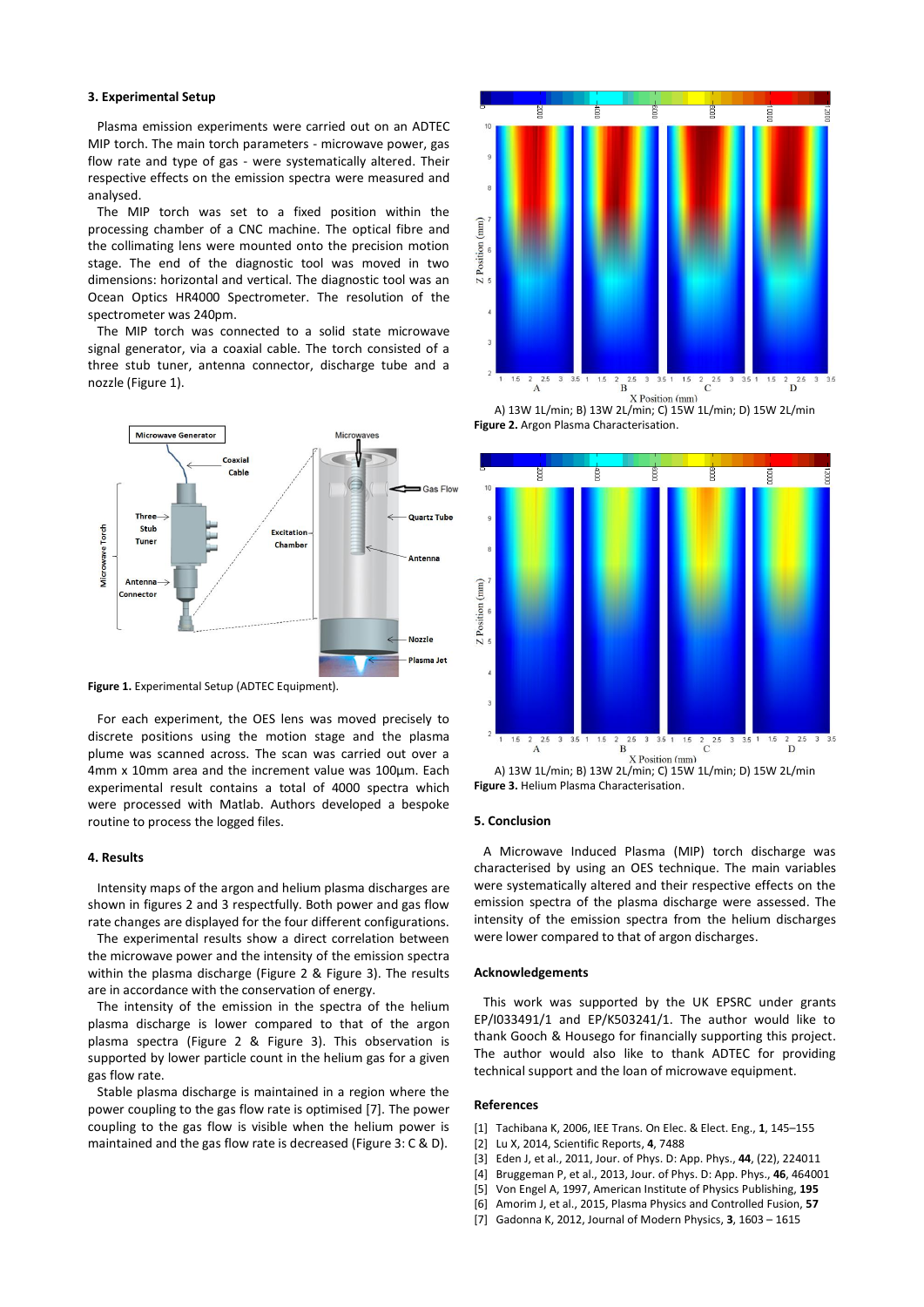### 3. Experimental Setup

Plasma emission experiments were carried out on an ADTEC MIP torch. The main torch parameters - microwave power, gas flow rate and type of gas - were systematically altered. Their respective effects on the emission spectra were measured and analysed.

The MIP torch was set to a fixed position within the processing chamber of a CNC machine. The optical fibre and the collimating lens were mounted onto the precision motion stage. The end of the diagnostic tool was moved in two dimensions: horizontal and vertical. The diagnostic tool was an Ocean Optics HR4000 Spectrometer. The resolution of the spectrometer was 240pm.

The MIP torch was connected to a solid state microwave signal generator, via a coaxial cable. The torch consisted of a three stub tuner, antenna connector, discharge tube and a nozzle (Figure 1).

Microwave Generator
Coaxial Cable
Microwave Torch
Three Stub Tuner
Antenna Connector
Excitation Chamber
Microwaves
Gas Flow
Quartz Tube
Antenna
Nozzle
Plasma Jet

**Figure 1.** Experimental Setup (ADTEC Equipment).

For each experiment, the OES lens was moved precisely to discrete positions using the motion stage and the plasma plume was scanned across. The scan was carried out over a 4mm x 10mm area and the increment value was 100μm. Each experimental result contains a total of 4000 spectra which were processed with Matlab. Authors developed a bespoke routine to process the logged files.

### 4. Results

Intensity maps of the argon and helium plasma discharges are shown in figures 2 and 3 respectfully. Both power and gas flow rate changes are displayed for the four different configurations.

The experimental results show a direct correlation between the microwave power and the intensity of the emission spectra within the plasma discharge (Figure 2 & Figure 3). The results are in accordance with the conservation of energy.

The intensity of the emission in the spectra of the helium plasma discharge is lower compared to that of the argon plasma spectra (Figure 2 & Figure 3). This observation is supported by lower particle count in the helium gas for a given gas flow rate.

Stable plasma discharge is maintained in a region where the power coupling to the gas flow rate is optimised [7]. The power coupling to the gas flow is visible when the helium power is maintained and the gas flow rate is decreased (Figure 3: C & D).

0
2000
4000
6000
8000
10000
12000
Z Position (mm)
2
3
4
5
6
7
8
9
10
X Position (mm)
1 1.5 2 2.5 3 3.5
A B C D

A) 13W 1L/min; B) 13W 2L/min; C) 15W 1L/min; D) 15W 2L/min
**Figure 2.** Argon Plasma Characterisation.

0
2000
4000
6000
8000
10000
12000
Z Position (mm)
2
3
4
5
6
7
8
9
10
X Position (mm)
1 1.5 2 2.5 3 3.5
A B C D

A) 13W 1L/min; B) 13W 2L/min; C) 15W 1L/min; D) 15W 2L/min
**Figure 3.** Helium Plasma Characterisation.

### 5. Conclusion

A Microwave Induced Plasma (MIP) torch discharge was characterised by using an OES technique. The main variables were systematically altered and their respective effects on the emission spectra of the plasma discharge were assessed. The intensity of the emission spectra from the helium discharges were lower compared to that of argon discharges.

### Acknowledgements

This work was supported by the UK EPSRC under grants EP/I033491/1 and EP/K503241/1. The author would like to thank Gooch & Housego for financially supporting this project. The author would also like to thank ADTEC for providing technical support and the loan of microwave equipment.

### References

[1] Tachibana K, 2006, IEE Trans. On Elec. & Elect. Eng., **1**, 145–155
[2] Lu X, 2014, Scientific Reports, **4**, 7488
[3] Eden J, et al., 2011, Jour. of Phys. D: App. Phys., **44**, (22), 224011
[4] Bruggeman P, et al., 2013, Jour. of Phys. D: App. Phys., **46**, 464001
[5] Von Engel A, 1997, American Institute of Physics Publishing, **195**
[6] Amorim J, et al., 2015, Plasma Physics and Controlled Fusion, **57**
[7] Gadonna K, 2012, Journal of Modern Physics, **3**, 1603 – 1615